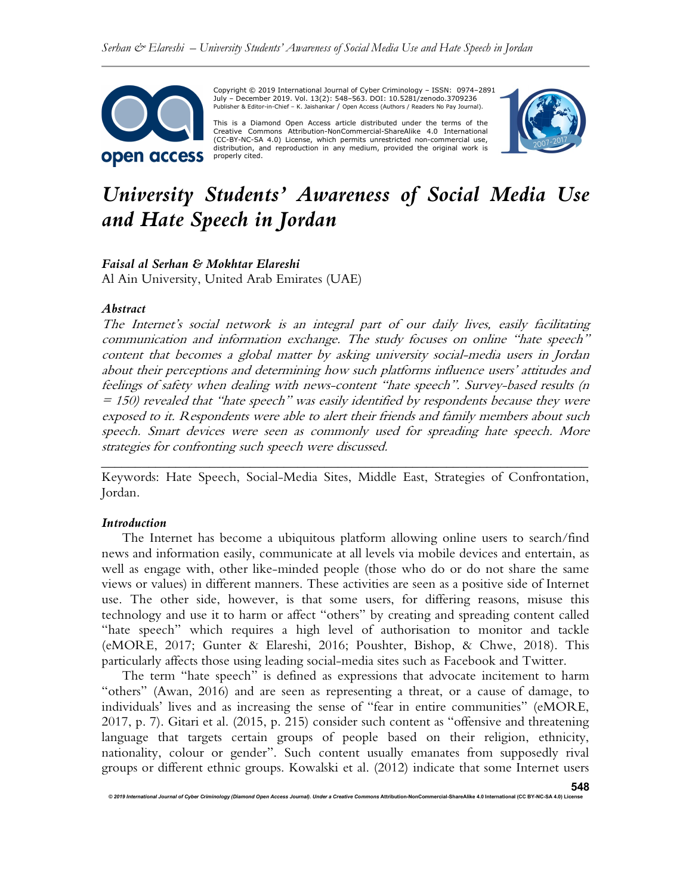Copyright © 2019 International Journal of Cyber Criminology – ISSN: 0974–2891 July – December 2019. Vol. 13(2): 548–563. DOI: 10.5281/zenodo.3709236
Publisher & Editor-in-Chief – K. Jaishankar / Open Access (Authors / Readers No Pay Journal).

This is a Diamond Open Access article distributed under the terms of the Creative Commons Attribution-NonCommercial-ShareAlike 4.0 International (CC-BY-NC-SA 4.0) License, which permits unrestricted non-commercial use, distribution, and reproduction in any medium, provided the original work is properly cited.

# *University Students' Awareness of Social Media Use and Hate Speech in Jordan*

***Faisal al Serhan & Mokhtar Elareshi***
Al Ain University, United Arab Emirates (UAE)

### *Abstract*

*The Internet's social network is an integral part of our daily lives, easily facilitating communication and information exchange. The study focuses on online "hate speech" content that becomes a global matter by asking university social-media users in Jordan about their perceptions and determining how such platforms influence users' attitudes and feelings of safety when dealing with news-content "hate speech". Survey-based results (n = 150) revealed that "hate speech" was easily identified by respondents because they were exposed to it. Respondents were able to alert their friends and family members about such speech. Smart devices were seen as commonly used for spreading hate speech. More strategies for confronting such speech were discussed.*

---

Keywords: Hate Speech, Social-Media Sites, Middle East, Strategies of Confrontation, Jordan.

### *Introduction*

The Internet has become a ubiquitous platform allowing online users to search/find news and information easily, communicate at all levels via mobile devices and entertain, as well as engage with, other like-minded people (those who do or do not share the same views or values) in different manners. These activities are seen as a positive side of Internet use. The other side, however, is that some users, for differing reasons, misuse this technology and use it to harm or affect "others" by creating and spreading content called "hate speech" which requires a high level of authorisation to monitor and tackle (eMORE, 2017; Gunter & Elareshi, 2016; Poushter, Bishop, & Chwe, 2018). This particularly affects those using leading social-media sites such as Facebook and Twitter.

The term "hate speech" is defined as expressions that advocate incitement to harm "others" (Awan, 2016) and are seen as representing a threat, or a cause of damage, to individuals' lives and as increasing the sense of "fear in entire communities" (eMORE, 2017, p. 7). Gitari et al. (2015, p. 215) consider such content as "offensive and threatening language that targets certain groups of people based on their religion, ethnicity, nationality, colour or gender". Such content usually emanates from supposedly rival groups or different ethnic groups. Kowalski et al. (2012) indicate that some Internet users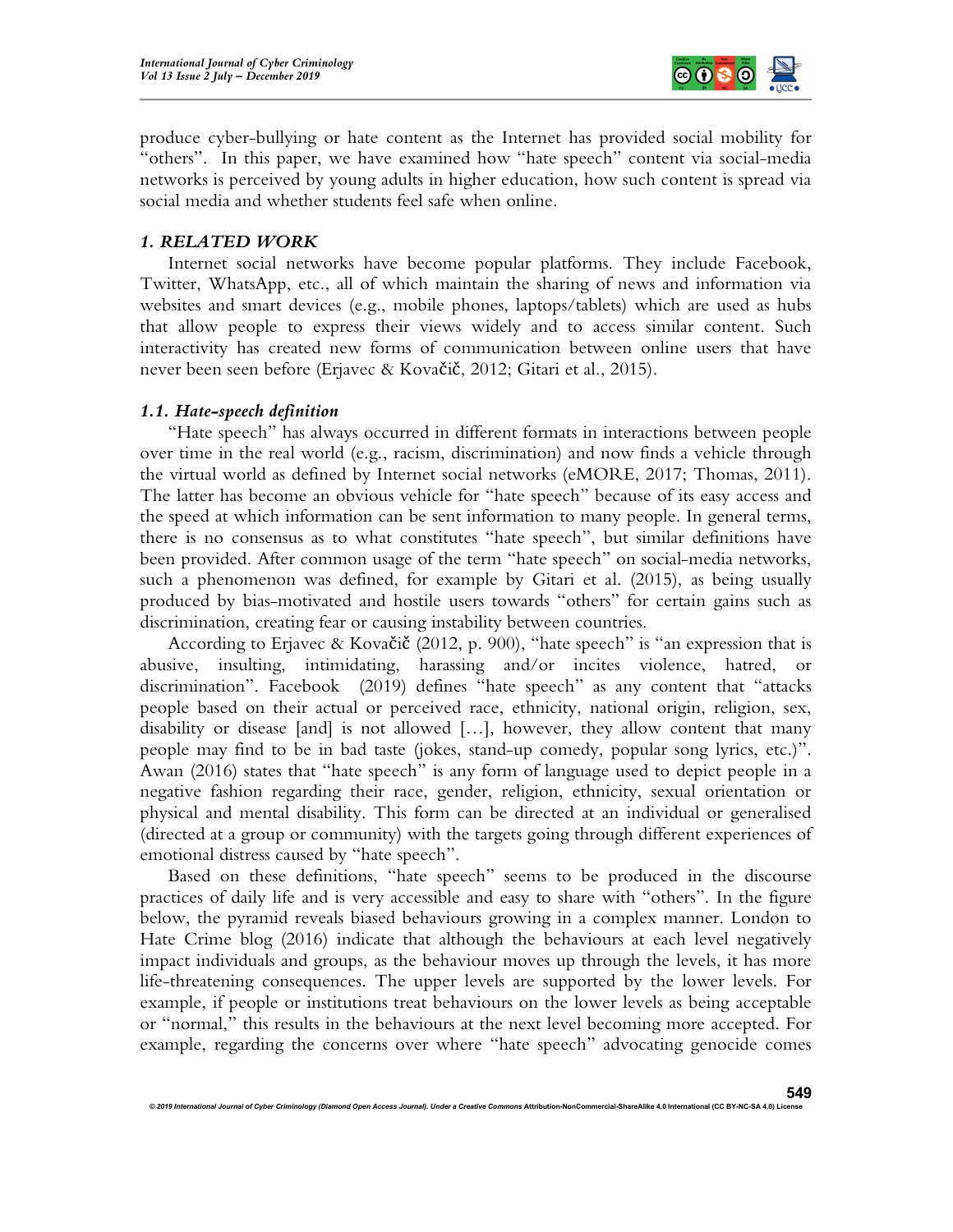produce cyber-bullying or hate content as the Internet has provided social mobility for "others". In this paper, we have examined how "hate speech" content via social-media networks is perceived by young adults in higher education, how such content is spread via social media and whether students feel safe when online.

## *1. RELATED WORK*

Internet social networks have become popular platforms. They include Facebook, Twitter, WhatsApp, etc., all of which maintain the sharing of news and information via websites and smart devices (e.g., mobile phones, laptops/tablets) which are used as hubs that allow people to express their views widely and to access similar content. Such interactivity has created new forms of communication between online users that have never been seen before (Erjavec & Kovačič, 2012; Gitari et al., 2015).

### *1.1. Hate-speech definition*

"Hate speech" has always occurred in different formats in interactions between people over time in the real world (e.g., racism, discrimination) and now finds a vehicle through the virtual world as defined by Internet social networks (eMORE, 2017; Thomas, 2011). The latter has become an obvious vehicle for "hate speech" because of its easy access and the speed at which information can be sent information to many people. In general terms, there is no consensus as to what constitutes "hate speech", but similar definitions have been provided. After common usage of the term "hate speech" on social-media networks, such a phenomenon was defined, for example by Gitari et al. (2015), as being usually produced by bias-motivated and hostile users towards "others" for certain gains such as discrimination, creating fear or causing instability between countries.

According to Erjavec & Kovačič (2012, p. 900), "hate speech" is "an expression that is abusive, insulting, intimidating, harassing and/or incites violence, hatred, or discrimination". Facebook (2019) defines "hate speech" as any content that "attacks people based on their actual or perceived race, ethnicity, national origin, religion, sex, disability or disease [and] is not allowed […], however, they allow content that many people may find to be in bad taste (jokes, stand-up comedy, popular song lyrics, etc.)". Awan (2016) states that "hate speech" is any form of language used to depict people in a negative fashion regarding their race, gender, religion, ethnicity, sexual orientation or physical and mental disability. This form can be directed at an individual or generalised (directed at a group or community) with the targets going through different experiences of emotional distress caused by "hate speech".

Based on these definitions, "hate speech" seems to be produced in the discourse practices of daily life and is very accessible and easy to share with "others". In the figure below, the pyramid reveals biased behaviours growing in a complex manner. London to Hate Crime blog (2016) indicate that although the behaviours at each level negatively impact individuals and groups, as the behaviour moves up through the levels, it has more life-threatening consequences. The upper levels are supported by the lower levels. For example, if people or institutions treat behaviours on the lower levels as being acceptable or "normal," this results in the behaviours at the next level becoming more accepted. For example, regarding the concerns over where "hate speech" advocating genocide comes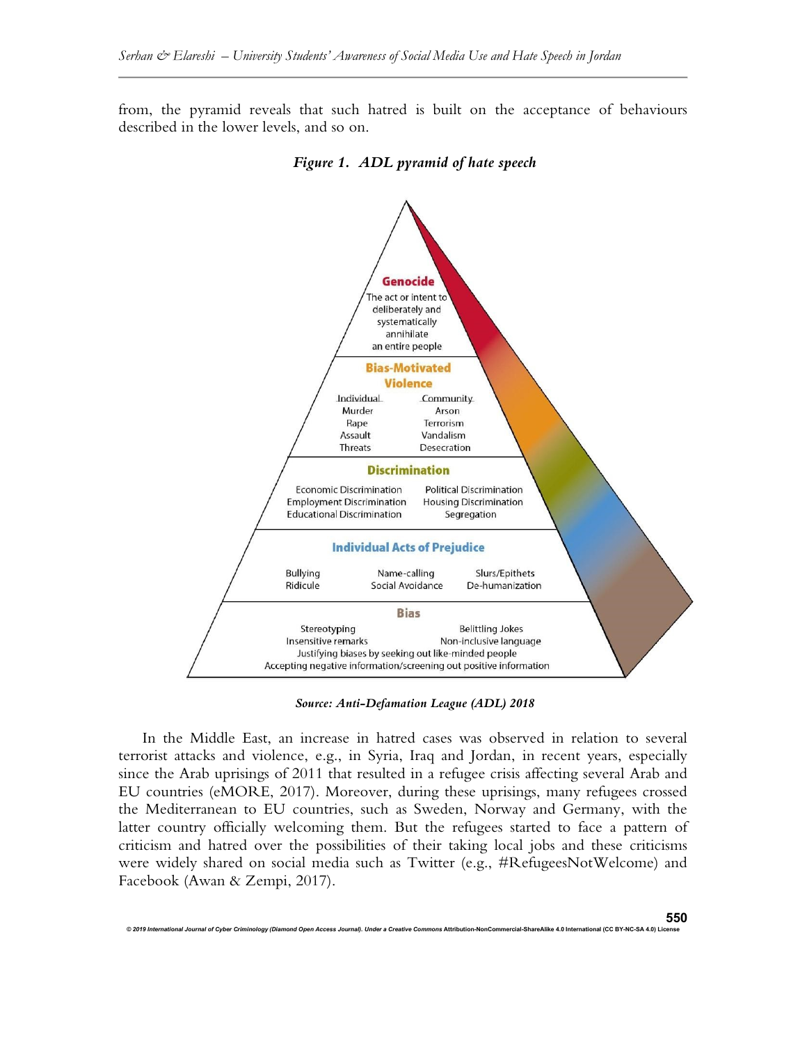from, the pyramid reveals that such hatred is built on the acceptance of behaviours described in the lower levels, and so on.

***Figure 1. ADL pyramid of hate speech***

**Genocide**
The act or intent to deliberately and systematically annihilate an entire people

**Bias-Motivated Violence**

| Individual | Community |
|---|---|
| Murder | Arson |
| Rape | Terrorism |
| Assault | Vandalism |
| Threats | Desecration |

**Discrimination**

Economic Discrimination, Employment Discrimination, Educational Discrimination, Political Discrimination, Housing Discrimination, Segregation

**Individual Acts of Prejudice**

Bullying, Ridicule, Name-calling, Social Avoidance, Slurs/Epithets, De-humanization

**Bias**

Stereotyping, Insensitive remarks, Belittling Jokes, Non-inclusive language, Justifying biases by seeking out like-minded people, Accepting negative information/screening out positive information

*Source: Anti-Defamation League (ADL) 2018*

In the Middle East, an increase in hatred cases was observed in relation to several terrorist attacks and violence, e.g., in Syria, Iraq and Jordan, in recent years, especially since the Arab uprisings of 2011 that resulted in a refugee crisis affecting several Arab and EU countries (eMORE, 2017). Moreover, during these uprisings, many refugees crossed the Mediterranean to EU countries, such as Sweden, Norway and Germany, with the latter country officially welcoming them. But the refugees started to face a pattern of criticism and hatred over the possibilities of their taking local jobs and these criticisms were widely shared on social media such as Twitter (e.g., #RefugeesNotWelcome) and Facebook (Awan & Zempi, 2017).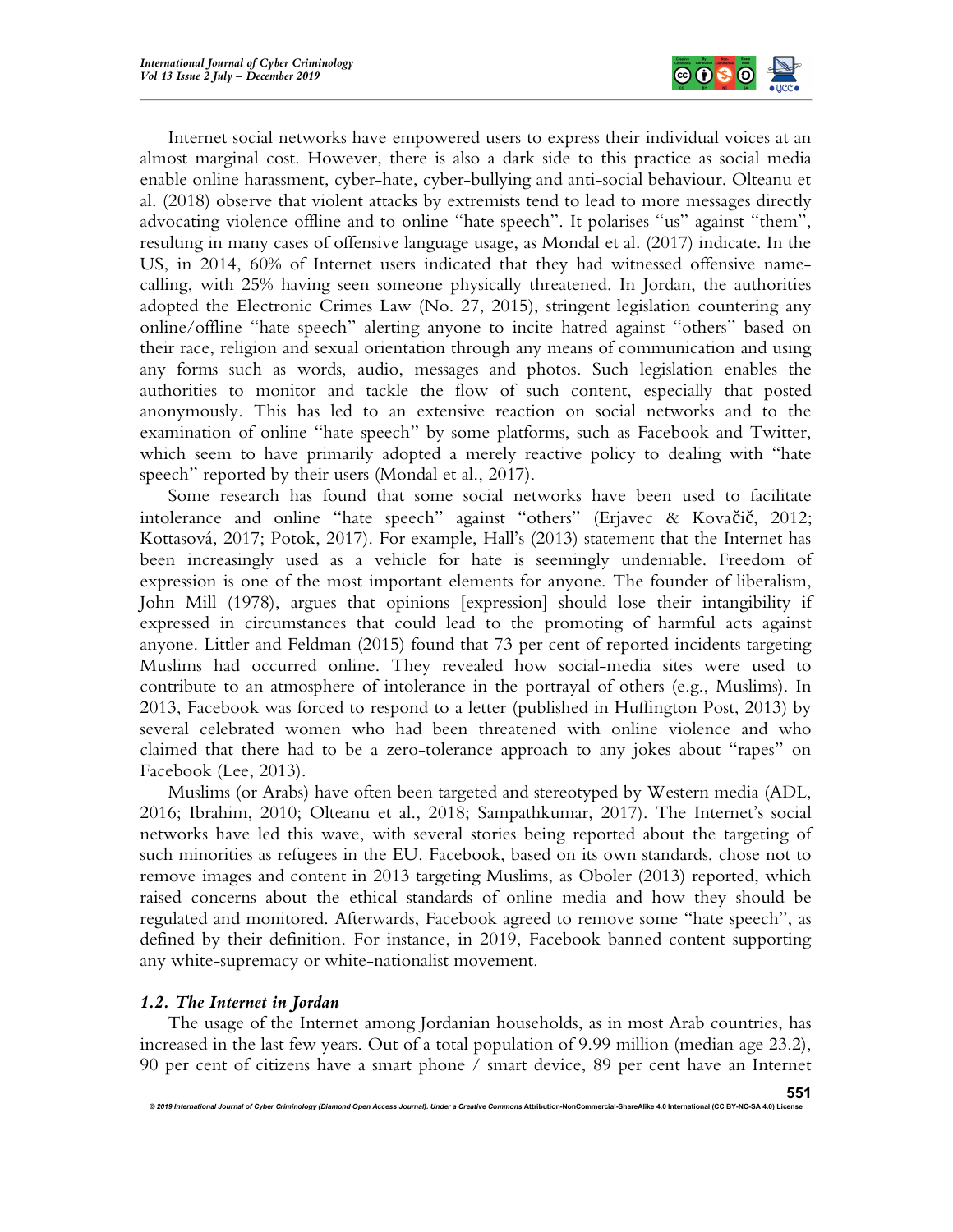Internet social networks have empowered users to express their individual voices at an almost marginal cost. However, there is also a dark side to this practice as social media enable online harassment, cyber-hate, cyber-bullying and anti-social behaviour. Olteanu et al. (2018) observe that violent attacks by extremists tend to lead to more messages directly advocating violence offline and to online "hate speech". It polarises "us" against "them", resulting in many cases of offensive language usage, as Mondal et al. (2017) indicate. In the US, in 2014, 60% of Internet users indicated that they had witnessed offensive name-calling, with 25% having seen someone physically threatened. In Jordan, the authorities adopted the Electronic Crimes Law (No. 27, 2015), stringent legislation countering any online/offline "hate speech" alerting anyone to incite hatred against "others" based on their race, religion and sexual orientation through any means of communication and using any forms such as words, audio, messages and photos. Such legislation enables the authorities to monitor and tackle the flow of such content, especially that posted anonymously. This has led to an extensive reaction on social networks and to the examination of online "hate speech" by some platforms, such as Facebook and Twitter, which seem to have primarily adopted a merely reactive policy to dealing with "hate speech" reported by their users (Mondal et al., 2017).

Some research has found that some social networks have been used to facilitate intolerance and online "hate speech" against "others" (Erjavec & Kovačič, 2012; Kottasová, 2017; Potok, 2017). For example, Hall's (2013) statement that the Internet has been increasingly used as a vehicle for hate is seemingly undeniable. Freedom of expression is one of the most important elements for anyone. The founder of liberalism, John Mill (1978), argues that opinions [expression] should lose their intangibility if expressed in circumstances that could lead to the promoting of harmful acts against anyone. Littler and Feldman (2015) found that 73 per cent of reported incidents targeting Muslims had occurred online. They revealed how social-media sites were used to contribute to an atmosphere of intolerance in the portrayal of others (e.g., Muslims). In 2013, Facebook was forced to respond to a letter (published in Huffington Post, 2013) by several celebrated women who had been threatened with online violence and who claimed that there had to be a zero-tolerance approach to any jokes about "rapes" on Facebook (Lee, 2013).

Muslims (or Arabs) have often been targeted and stereotyped by Western media (ADL, 2016; Ibrahim, 2010; Olteanu et al., 2018; Sampathkumar, 2017). The Internet's social networks have led this wave, with several stories being reported about the targeting of such minorities as refugees in the EU. Facebook, based on its own standards, chose not to remove images and content in 2013 targeting Muslims, as Oboler (2013) reported, which raised concerns about the ethical standards of online media and how they should be regulated and monitored. Afterwards, Facebook agreed to remove some "hate speech", as defined by their definition. For instance, in 2019, Facebook banned content supporting any white-supremacy or white-nationalist movement.

### *1.2. The Internet in Jordan*

The usage of the Internet among Jordanian households, as in most Arab countries, has increased in the last few years. Out of a total population of 9.99 million (median age 23.2), 90 per cent of citizens have a smart phone / smart device, 89 per cent have an Internet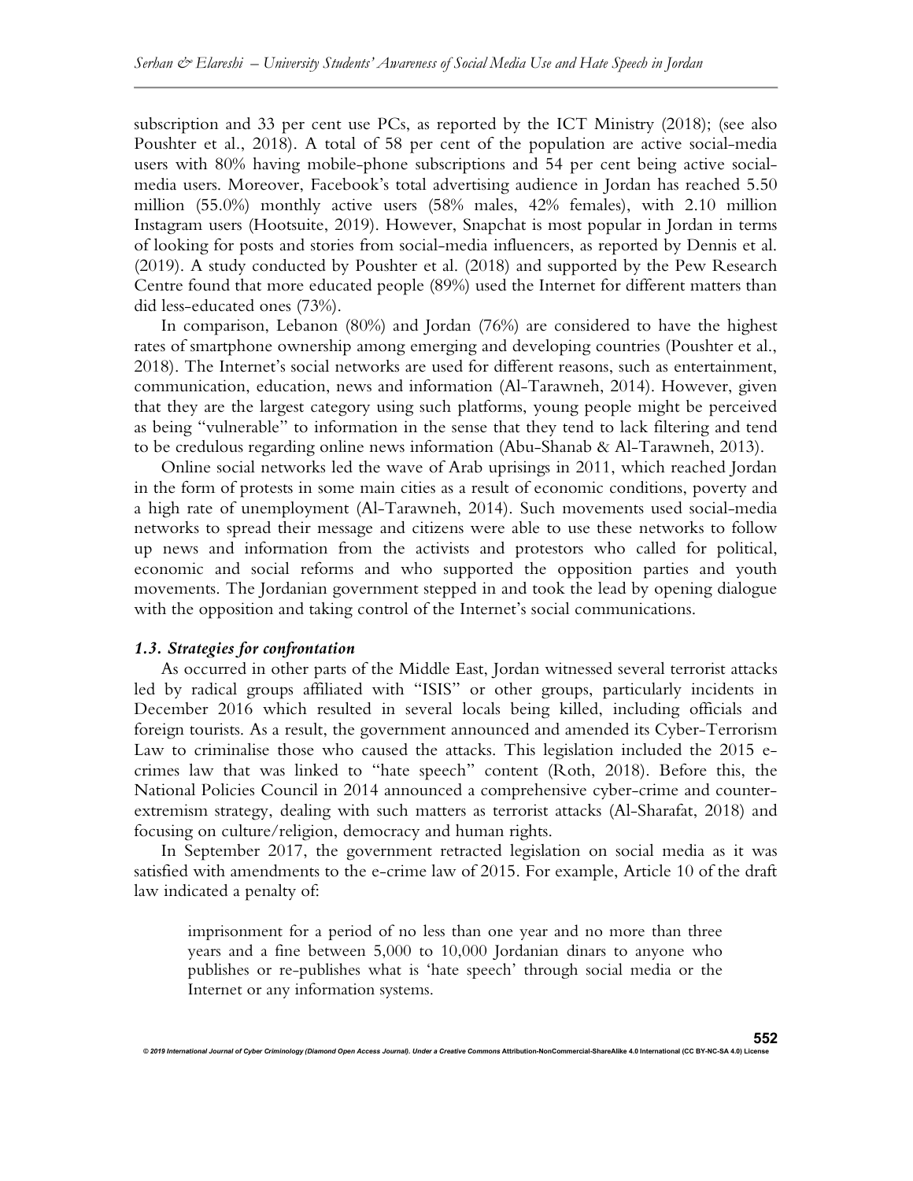subscription and 33 per cent use PCs, as reported by the ICT Ministry (2018); (see also Poushter et al., 2018). A total of 58 per cent of the population are active social-media users with 80% having mobile-phone subscriptions and 54 per cent being active social-media users. Moreover, Facebook's total advertising audience in Jordan has reached 5.50 million (55.0%) monthly active users (58% males, 42% females), with 2.10 million Instagram users (Hootsuite, 2019). However, Snapchat is most popular in Jordan in terms of looking for posts and stories from social-media influencers, as reported by Dennis et al. (2019). A study conducted by Poushter et al. (2018) and supported by the Pew Research Centre found that more educated people (89%) used the Internet for different matters than did less-educated ones (73%).

In comparison, Lebanon (80%) and Jordan (76%) are considered to have the highest rates of smartphone ownership among emerging and developing countries (Poushter et al., 2018). The Internet's social networks are used for different reasons, such as entertainment, communication, education, news and information (Al-Tarawneh, 2014). However, given that they are the largest category using such platforms, young people might be perceived as being "vulnerable" to information in the sense that they tend to lack filtering and tend to be credulous regarding online news information (Abu-Shanab & Al-Tarawneh, 2013).

Online social networks led the wave of Arab uprisings in 2011, which reached Jordan in the form of protests in some main cities as a result of economic conditions, poverty and a high rate of unemployment (Al-Tarawneh, 2014). Such movements used social-media networks to spread their message and citizens were able to use these networks to follow up news and information from the activists and protestors who called for political, economic and social reforms and who supported the opposition parties and youth movements. The Jordanian government stepped in and took the lead by opening dialogue with the opposition and taking control of the Internet's social communications.

### *1.3. Strategies for confrontation*

As occurred in other parts of the Middle East, Jordan witnessed several terrorist attacks led by radical groups affiliated with "ISIS" or other groups, particularly incidents in December 2016 which resulted in several locals being killed, including officials and foreign tourists. As a result, the government announced and amended its Cyber-Terrorism Law to criminalise those who caused the attacks. This legislation included the 2015 e-crimes law that was linked to "hate speech" content (Roth, 2018). Before this, the National Policies Council in 2014 announced a comprehensive cyber-crime and counter-extremism strategy, dealing with such matters as terrorist attacks (Al-Sharafat, 2018) and focusing on culture/religion, democracy and human rights.

In September 2017, the government retracted legislation on social media as it was satisfied with amendments to the e-crime law of 2015. For example, Article 10 of the draft law indicated a penalty of:

> imprisonment for a period of no less than one year and no more than three years and a fine between 5,000 to 10,000 Jordanian dinars to anyone who publishes or re-publishes what is 'hate speech' through social media or the Internet or any information systems.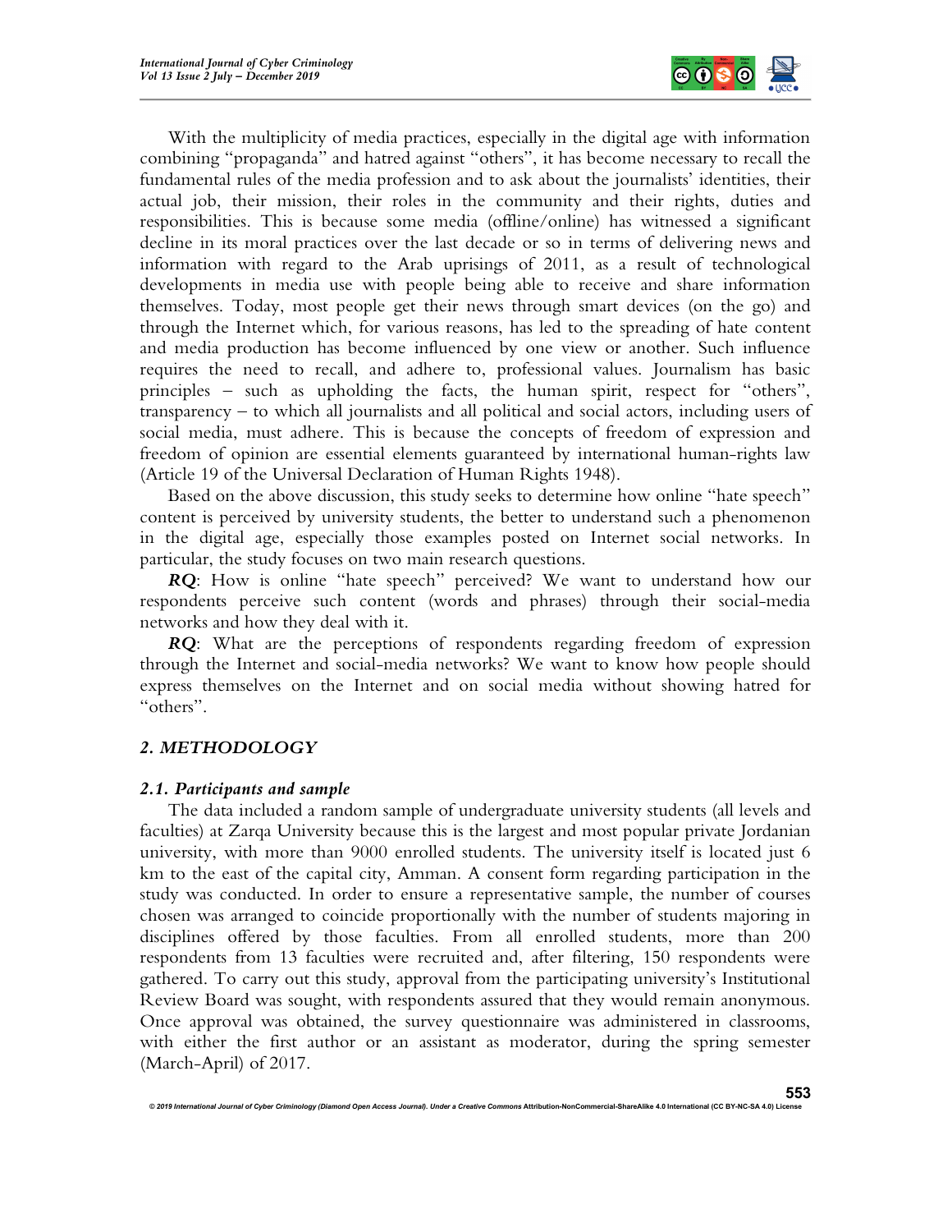With the multiplicity of media practices, especially in the digital age with information combining "propaganda" and hatred against "others", it has become necessary to recall the fundamental rules of the media profession and to ask about the journalists' identities, their actual job, their mission, their roles in the community and their rights, duties and responsibilities. This is because some media (offline/online) has witnessed a significant decline in its moral practices over the last decade or so in terms of delivering news and information with regard to the Arab uprisings of 2011, as a result of technological developments in media use with people being able to receive and share information themselves. Today, most people get their news through smart devices (on the go) and through the Internet which, for various reasons, has led to the spreading of hate content and media production has become influenced by one view or another. Such influence requires the need to recall, and adhere to, professional values. Journalism has basic principles – such as upholding the facts, the human spirit, respect for "others", transparency – to which all journalists and all political and social actors, including users of social media, must adhere. This is because the concepts of freedom of expression and freedom of opinion are essential elements guaranteed by international human-rights law (Article 19 of the Universal Declaration of Human Rights 1948).

Based on the above discussion, this study seeks to determine how online "hate speech" content is perceived by university students, the better to understand such a phenomenon in the digital age, especially those examples posted on Internet social networks. In particular, the study focuses on two main research questions.

***RQ***: How is online "hate speech" perceived? We want to understand how our respondents perceive such content (words and phrases) through their social-media networks and how they deal with it.

***RQ***: What are the perceptions of respondents regarding freedom of expression through the Internet and social-media networks? We want to know how people should express themselves on the Internet and on social media without showing hatred for "others".

## *2. METHODOLOGY*

### *2.1. Participants and sample*

The data included a random sample of undergraduate university students (all levels and faculties) at Zarqa University because this is the largest and most popular private Jordanian university, with more than 9000 enrolled students. The university itself is located just 6 km to the east of the capital city, Amman. A consent form regarding participation in the study was conducted. In order to ensure a representative sample, the number of courses chosen was arranged to coincide proportionally with the number of students majoring in disciplines offered by those faculties. From all enrolled students, more than 200 respondents from 13 faculties were recruited and, after filtering, 150 respondents were gathered. To carry out this study, approval from the participating university's Institutional Review Board was sought, with respondents assured that they would remain anonymous. Once approval was obtained, the survey questionnaire was administered in classrooms, with either the first author or an assistant as moderator, during the spring semester (March-April) of 2017.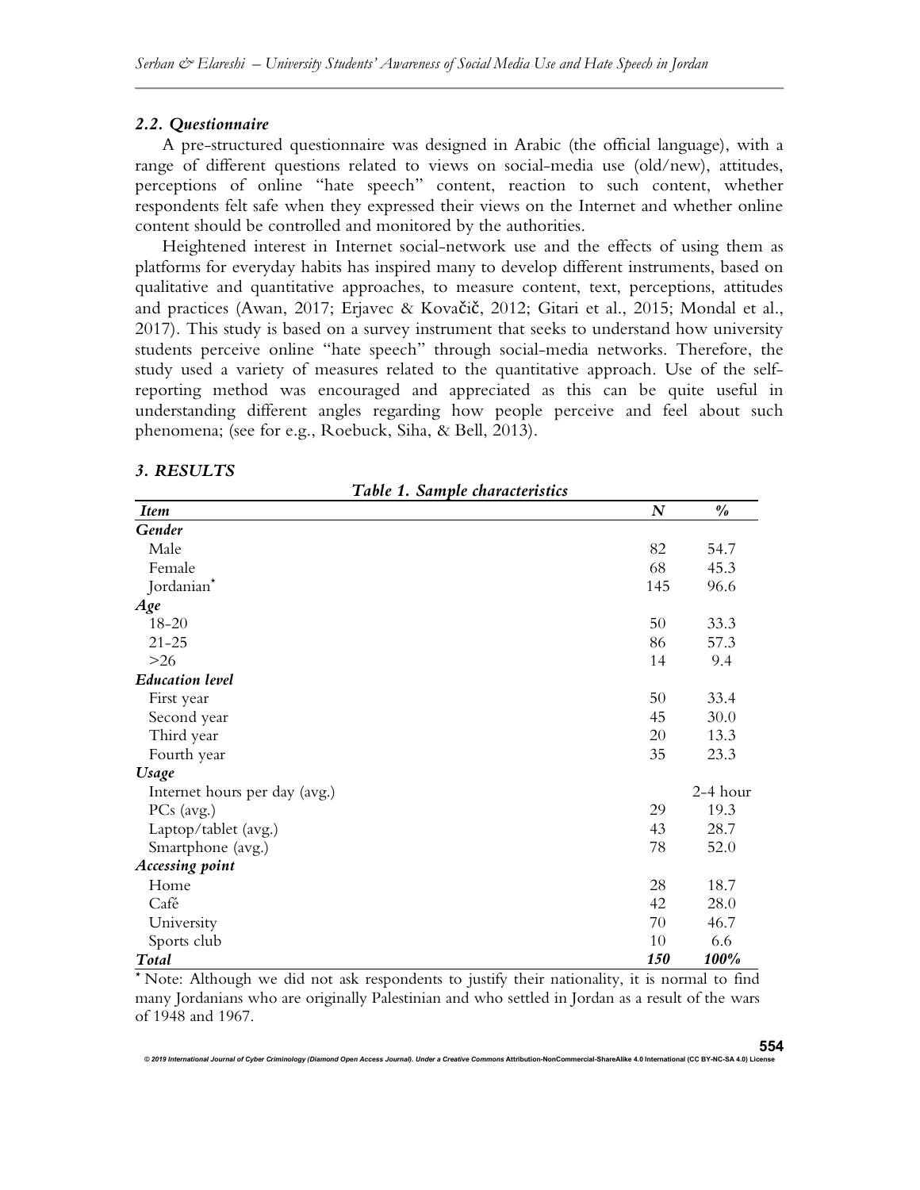### *2.2. Questionnaire*

A pre-structured questionnaire was designed in Arabic (the official language), with a range of different questions related to views on social-media use (old/new), attitudes, perceptions of online "hate speech" content, reaction to such content, whether respondents felt safe when they expressed their views on the Internet and whether online content should be controlled and monitored by the authorities.

Heightened interest in Internet social-network use and the effects of using them as platforms for everyday habits has inspired many to develop different instruments, based on qualitative and quantitative approaches, to measure content, text, perceptions, attitudes and practices (Awan, 2017; Erjavec & Kovačič, 2012; Gitari et al., 2015; Mondal et al., 2017). This study is based on a survey instrument that seeks to understand how university students perceive online "hate speech" through social-media networks. Therefore, the study used a variety of measures related to the quantitative approach. Use of the self-reporting method was encouraged and appreciated as this can be quite useful in understanding different angles regarding how people perceive and feel about such phenomena; (see for e.g., Roebuck, Siha, & Bell, 2013).

## *3. RESULTS*

***Table 1. Sample characteristics***

| *Item* | *N* | *%* |
|---|---|---|
| ***Gender*** | | |
| Male | 82 | 54.7 |
| Female | 68 | 45.3 |
| Jordanian* | 145 | 96.6 |
| ***Age*** | | |
| 18-20 | 50 | 33.3 |
| 21-25 | 86 | 57.3 |
| >26 | 14 | 9.4 |
| ***Education level*** | | |
| First year | 50 | 33.4 |
| Second year | 45 | 30.0 |
| Third year | 20 | 13.3 |
| Fourth year | 35 | 23.3 |
| ***Usage*** | | |
| Internet hours per day (avg.) | | 2-4 hour |
| PCs (avg.) | 29 | 19.3 |
| Laptop/tablet (avg.) | 43 | 28.7 |
| Smartphone (avg.) | 78 | 52.0 |
| ***Accessing point*** | | |
| Home | 28 | 18.7 |
| Café | 42 | 28.0 |
| University | 70 | 46.7 |
| Sports club | 10 | 6.6 |
| ***Total*** | ***150*** | ***100%*** |

* Note: Although we did not ask respondents to justify their nationality, it is normal to find many Jordanians who are originally Palestinian and who settled in Jordan as a result of the wars of 1948 and 1967.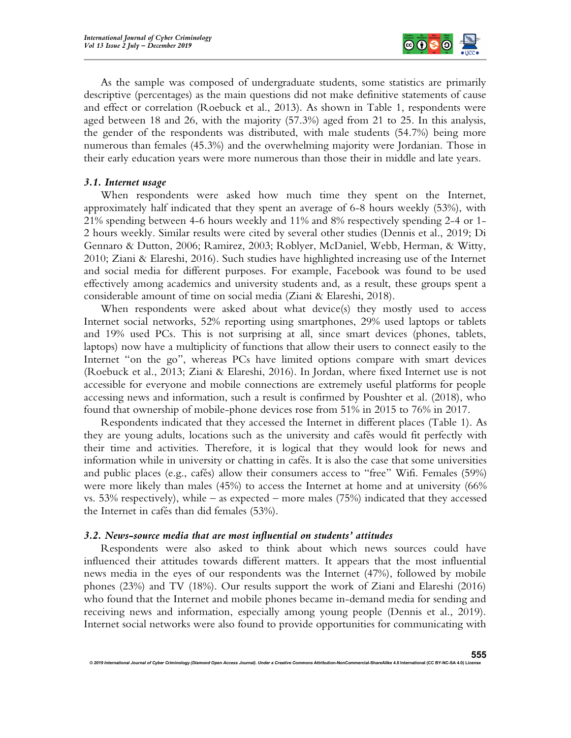As the sample was composed of undergraduate students, some statistics are primarily descriptive (percentages) as the main questions did not make definitive statements of cause and effect or correlation (Roebuck et al., 2013). As shown in Table 1, respondents were aged between 18 and 26, with the majority (57.3%) aged from 21 to 25. In this analysis, the gender of the respondents was distributed, with male students (54.7%) being more numerous than females (45.3%) and the overwhelming majority were Jordanian. Those in their early education years were more numerous than those their in middle and late years.

### *3.1. Internet usage*

When respondents were asked how much time they spent on the Internet, approximately half indicated that they spent an average of 6-8 hours weekly (53%), with 21% spending between 4-6 hours weekly and 11% and 8% respectively spending 2-4 or 1-2 hours weekly. Similar results were cited by several other studies (Dennis et al., 2019; Di Gennaro & Dutton, 2006; Ramirez, 2003; Roblyer, McDaniel, Webb, Herman, & Witty, 2010; Ziani & Elareshi, 2016). Such studies have highlighted increasing use of the Internet and social media for different purposes. For example, Facebook was found to be used effectively among academics and university students and, as a result, these groups spent a considerable amount of time on social media (Ziani & Elareshi, 2018).

When respondents were asked about what device(s) they mostly used to access Internet social networks, 52% reporting using smartphones, 29% used laptops or tablets and 19% used PCs. This is not surprising at all, since smart devices (phones, tablets, laptops) now have a multiplicity of functions that allow their users to connect easily to the Internet "on the go", whereas PCs have limited options compare with smart devices (Roebuck et al., 2013; Ziani & Elareshi, 2016). In Jordan, where fixed Internet use is not accessible for everyone and mobile connections are extremely useful platforms for people accessing news and information, such a result is confirmed by Poushter et al. (2018), who found that ownership of mobile-phone devices rose from 51% in 2015 to 76% in 2017.

Respondents indicated that they accessed the Internet in different places (Table 1). As they are young adults, locations such as the university and cafés would fit perfectly with their time and activities. Therefore, it is logical that they would look for news and information while in university or chatting in cafés. It is also the case that some universities and public places (e.g., cafés) allow their consumers access to "free" Wifi. Females (59%) were more likely than males (45%) to access the Internet at home and at university (66% vs. 53% respectively), while – as expected – more males (75%) indicated that they accessed the Internet in cafés than did females (53%).

### *3.2. News-source media that are most influential on students' attitudes*

Respondents were also asked to think about which news sources could have influenced their attitudes towards different matters. It appears that the most influential news media in the eyes of our respondents was the Internet (47%), followed by mobile phones (23%) and TV (18%). Our results support the work of Ziani and Elareshi (2016) who found that the Internet and mobile phones became in-demand media for sending and receiving news and information, especially among young people (Dennis et al., 2019). Internet social networks were also found to provide opportunities for communicating with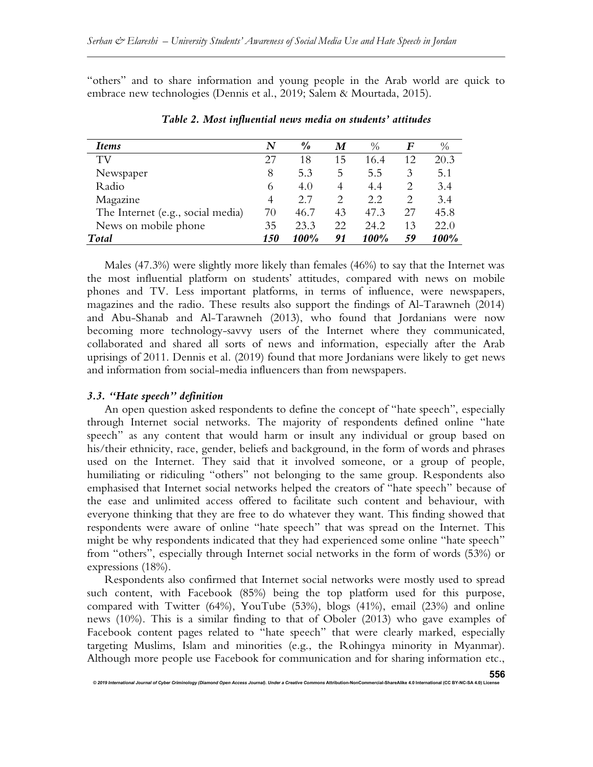"others" and to share information and young people in the Arab world are quick to embrace new technologies (Dennis et al., 2019; Salem & Mourtada, 2015).

***Table 2. Most influential news media on students' attitudes***

| *Items* | *N* | *%* | *M* | % | *F* | % |
|---|---|---|---|---|---|---|
| TV | 27 | 18 | 15 | 16.4 | 12 | 20.3 |
| Newspaper | 8 | 5.3 | 5 | 5.5 | 3 | 5.1 |
| Radio | 6 | 4.0 | 4 | 4.4 | 2 | 3.4 |
| Magazine | 4 | 2.7 | 2 | 2.2 | 2 | 3.4 |
| The Internet (e.g., social media) | 70 | 46.7 | 43 | 47.3 | 27 | 45.8 |
| News on mobile phone | 35 | 23.3 | 22 | 24.2 | 13 | 22.0 |
| ***Total*** | ***150*** | ***100%*** | ***91*** | ***100%*** | ***59*** | ***100%*** |

Males (47.3%) were slightly more likely than females (46%) to say that the Internet was the most influential platform on students' attitudes, compared with news on mobile phones and TV. Less important platforms, in terms of influence, were newspapers, magazines and the radio. These results also support the findings of Al-Tarawneh (2014) and Abu-Shanab and Al-Tarawneh (2013), who found that Jordanians were now becoming more technology-savvy users of the Internet where they communicated, collaborated and shared all sorts of news and information, especially after the Arab uprisings of 2011. Dennis et al. (2019) found that more Jordanians were likely to get news and information from social-media influencers than from newspapers.

### *3.3. "Hate speech" definition*

An open question asked respondents to define the concept of "hate speech", especially through Internet social networks. The majority of respondents defined online "hate speech" as any content that would harm or insult any individual or group based on his/their ethnicity, race, gender, beliefs and background, in the form of words and phrases used on the Internet. They said that it involved someone, or a group of people, humiliating or ridiculing "others" not belonging to the same group. Respondents also emphasised that Internet social networks helped the creators of "hate speech" because of the ease and unlimited access offered to facilitate such content and behaviour, with everyone thinking that they are free to do whatever they want. This finding showed that respondents were aware of online "hate speech" that was spread on the Internet. This might be why respondents indicated that they had experienced some online "hate speech" from "others", especially through Internet social networks in the form of words (53%) or expressions (18%).

Respondents also confirmed that Internet social networks were mostly used to spread such content, with Facebook (85%) being the top platform used for this purpose, compared with Twitter (64%), YouTube (53%), blogs (41%), email (23%) and online news (10%). This is a similar finding to that of Oboler (2013) who gave examples of Facebook content pages related to "hate speech" that were clearly marked, especially targeting Muslims, Islam and minorities (e.g., the Rohingya minority in Myanmar). Although more people use Facebook for communication and for sharing information etc.,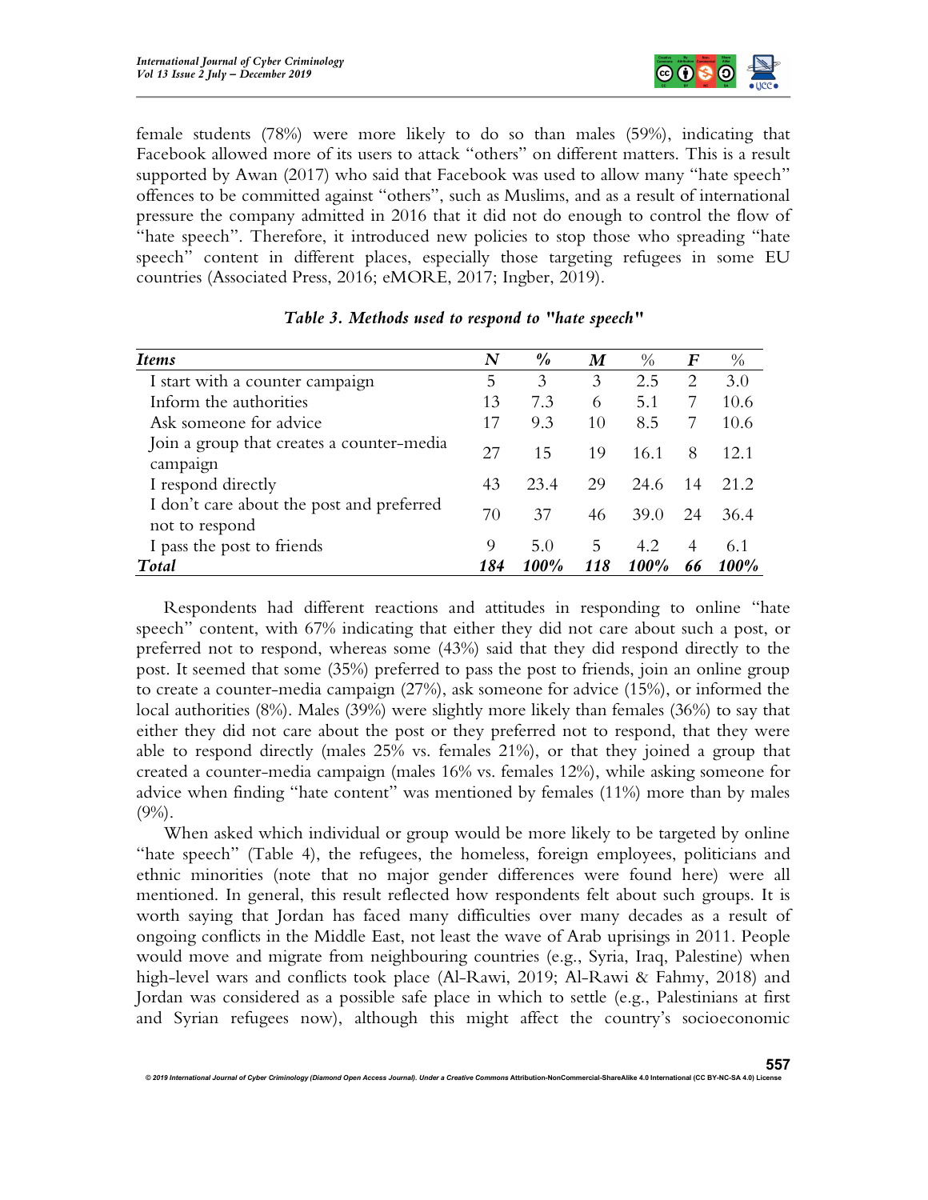female students (78%) were more likely to do so than males (59%), indicating that Facebook allowed more of its users to attack "others" on different matters. This is a result supported by Awan (2017) who said that Facebook was used to allow many "hate speech" offences to be committed against "others", such as Muslims, and as a result of international pressure the company admitted in 2016 that it did not do enough to control the flow of "hate speech". Therefore, it introduced new policies to stop those who spreading "hate speech" content in different places, especially those targeting refugees in some EU countries (Associated Press, 2016; eMORE, 2017; Ingber, 2019).

*Table 3. Methods used to respond to "hate speech"*

| *Items* | *N* | *%* | *M* | % | *F* | % |
|---|---|---|---|---|---|---|
| I start with a counter campaign | 5 | 3 | 3 | 2.5 | 2 | 3.0 |
| Inform the authorities | 13 | 7.3 | 6 | 5.1 | 7 | 10.6 |
| Ask someone for advice | 17 | 9.3 | 10 | 8.5 | 7 | 10.6 |
| Join a group that creates a counter-media campaign | 27 | 15 | 19 | 16.1 | 8 | 12.1 |
| I respond directly | 43 | 23.4 | 29 | 24.6 | 14 | 21.2 |
| I don't care about the post and preferred not to respond | 70 | 37 | 46 | 39.0 | 24 | 36.4 |
| I pass the post to friends | 9 | 5.0 | 5 | 4.2 | 4 | 6.1 |
| ***Total*** | ***184*** | ***100%*** | ***118*** | ***100%*** | ***66*** | ***100%*** |

Respondents had different reactions and attitudes in responding to online "hate speech" content, with 67% indicating that either they did not care about such a post, or preferred not to respond, whereas some (43%) said that they did respond directly to the post. It seemed that some (35%) preferred to pass the post to friends, join an online group to create a counter-media campaign (27%), ask someone for advice (15%), or informed the local authorities (8%). Males (39%) were slightly more likely than females (36%) to say that either they did not care about the post or they preferred not to respond, that they were able to respond directly (males 25% vs. females 21%), or that they joined a group that created a counter-media campaign (males 16% vs. females 12%), while asking someone for advice when finding "hate content" was mentioned by females (11%) more than by males (9%).

When asked which individual or group would be more likely to be targeted by online "hate speech" (Table 4), the refugees, the homeless, foreign employees, politicians and ethnic minorities (note that no major gender differences were found here) were all mentioned. In general, this result reflected how respondents felt about such groups. It is worth saying that Jordan has faced many difficulties over many decades as a result of ongoing conflicts in the Middle East, not least the wave of Arab uprisings in 2011. People would move and migrate from neighbouring countries (e.g., Syria, Iraq, Palestine) when high-level wars and conflicts took place (Al-Rawi, 2019; Al-Rawi & Fahmy, 2018) and Jordan was considered as a possible safe place in which to settle (e.g., Palestinians at first and Syrian refugees now), although this might affect the country's socioeconomic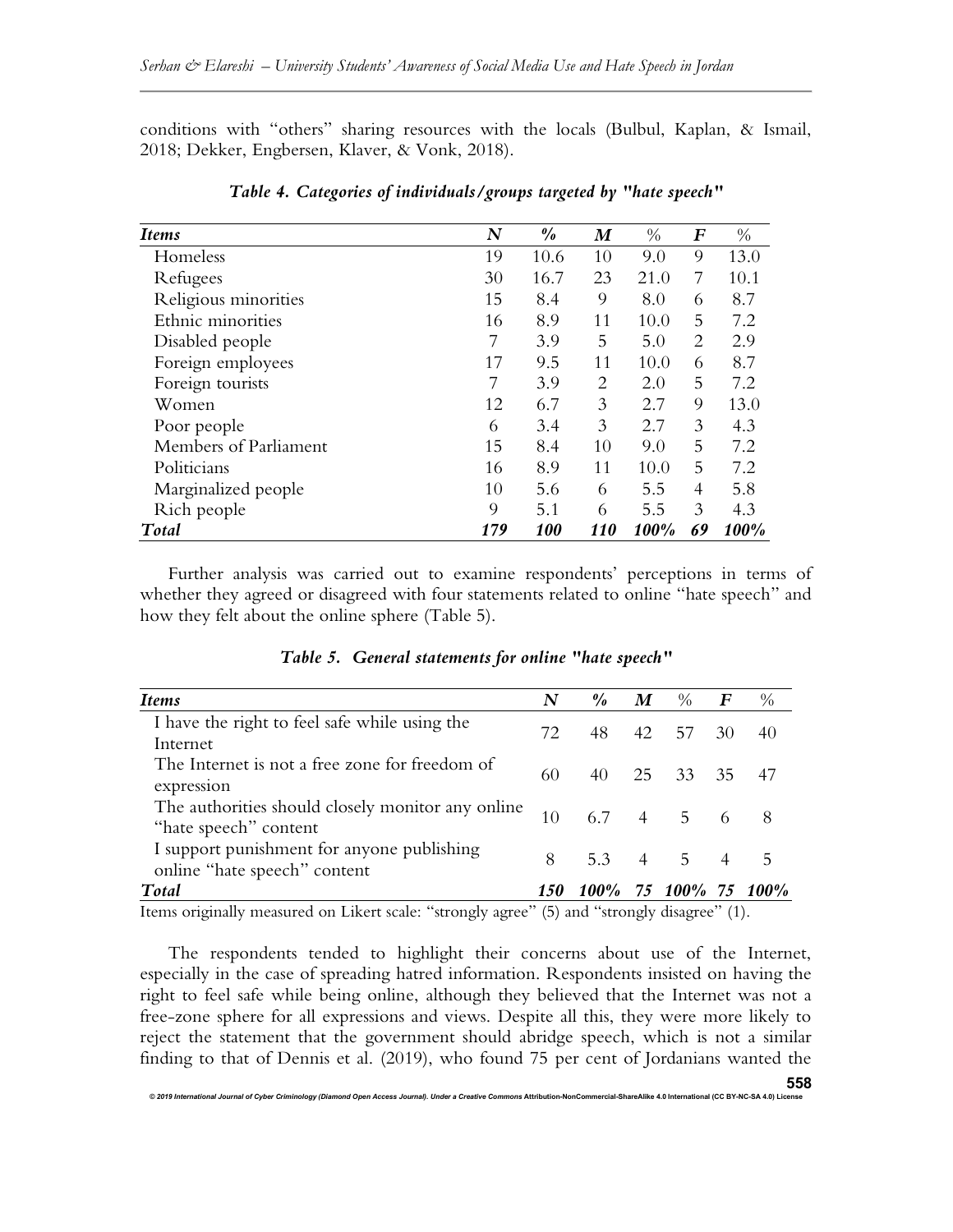conditions with "others" sharing resources with the locals (Bulbul, Kaplan, & Ismail, 2018; Dekker, Engbersen, Klaver, & Vonk, 2018).

***Table 4. Categories of individuals/groups targeted by "hate speech"***

| *Items* | *N* | *%* | *M* | % | *F* | % |
|---|---|---|---|---|---|---|
| Homeless | 19 | 10.6 | 10 | 9.0 | 9 | 13.0 |
| Refugees | 30 | 16.7 | 23 | 21.0 | 7 | 10.1 |
| Religious minorities | 15 | 8.4 | 9 | 8.0 | 6 | 8.7 |
| Ethnic minorities | 16 | 8.9 | 11 | 10.0 | 5 | 7.2 |
| Disabled people | 7 | 3.9 | 5 | 5.0 | 2 | 2.9 |
| Foreign employees | 17 | 9.5 | 11 | 10.0 | 6 | 8.7 |
| Foreign tourists | 7 | 3.9 | 2 | 2.0 | 5 | 7.2 |
| Women | 12 | 6.7 | 3 | 2.7 | 9 | 13.0 |
| Poor people | 6 | 3.4 | 3 | 2.7 | 3 | 4.3 |
| Members of Parliament | 15 | 8.4 | 10 | 9.0 | 5 | 7.2 |
| Politicians | 16 | 8.9 | 11 | 10.0 | 5 | 7.2 |
| Marginalized people | 10 | 5.6 | 6 | 5.5 | 4 | 5.8 |
| Rich people | 9 | 5.1 | 6 | 5.5 | 3 | 4.3 |
| ***Total*** | ***179*** | ***100*** | ***110*** | ***100%*** | ***69*** | ***100%*** |

Further analysis was carried out to examine respondents' perceptions in terms of whether they agreed or disagreed with four statements related to online "hate speech" and how they felt about the online sphere (Table 5).

***Table 5. General statements for online "hate speech"***

| *Items* | *N* | *%* | *M* | % | *F* | % |
|---|---|---|---|---|---|---|
| I have the right to feel safe while using the Internet | 72 | 48 | 42 | 57 | 30 | 40 |
| The Internet is not a free zone for freedom of expression | 60 | 40 | 25 | 33 | 35 | 47 |
| The authorities should closely monitor any online "hate speech" content | 10 | 6.7 | 4 | 5 | 6 | 8 |
| I support punishment for anyone publishing online "hate speech" content | 8 | 5.3 | 4 | 5 | 4 | 5 |
| ***Total*** | ***150*** | ***100%*** | ***75*** | ***100%*** | ***75*** | ***100%*** |

Items originally measured on Likert scale: "strongly agree" (5) and "strongly disagree" (1).

The respondents tended to highlight their concerns about use of the Internet, especially in the case of spreading hatred information. Respondents insisted on having the right to feel safe while being online, although they believed that the Internet was not a free-zone sphere for all expressions and views. Despite all this, they were more likely to reject the statement that the government should abridge speech, which is not a similar finding to that of Dennis et al. (2019), who found 75 per cent of Jordanians wanted the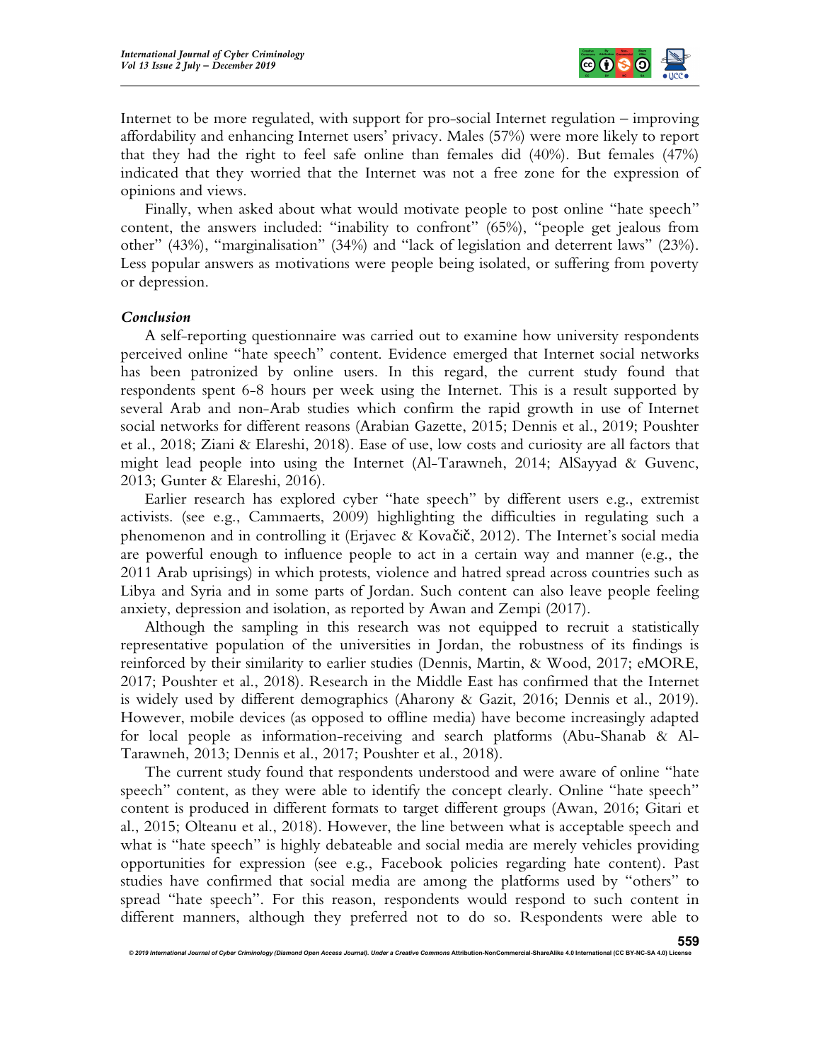Internet to be more regulated, with support for pro-social Internet regulation – improving affordability and enhancing Internet users' privacy. Males (57%) were more likely to report that they had the right to feel safe online than females did (40%). But females (47%) indicated that they worried that the Internet was not a free zone for the expression of opinions and views.

Finally, when asked about what would motivate people to post online "hate speech" content, the answers included: "inability to confront" (65%), "people get jealous from other" (43%), "marginalisation" (34%) and "lack of legislation and deterrent laws" (23%). Less popular answers as motivations were people being isolated, or suffering from poverty or depression.

### *Conclusion*

A self-reporting questionnaire was carried out to examine how university respondents perceived online "hate speech" content. Evidence emerged that Internet social networks has been patronized by online users. In this regard, the current study found that respondents spent 6-8 hours per week using the Internet. This is a result supported by several Arab and non-Arab studies which confirm the rapid growth in use of Internet social networks for different reasons (Arabian Gazette, 2015; Dennis et al., 2019; Poushter et al., 2018; Ziani & Elareshi, 2018). Ease of use, low costs and curiosity are all factors that might lead people into using the Internet (Al-Tarawneh, 2014; AlSayyad & Guvenc, 2013; Gunter & Elareshi, 2016).

Earlier research has explored cyber "hate speech" by different users e.g., extremist activists. (see e.g., Cammaerts, 2009) highlighting the difficulties in regulating such a phenomenon and in controlling it (Erjavec & Kovačič, 2012). The Internet's social media are powerful enough to influence people to act in a certain way and manner (e.g., the 2011 Arab uprisings) in which protests, violence and hatred spread across countries such as Libya and Syria and in some parts of Jordan. Such content can also leave people feeling anxiety, depression and isolation, as reported by Awan and Zempi (2017).

Although the sampling in this research was not equipped to recruit a statistically representative population of the universities in Jordan, the robustness of its findings is reinforced by their similarity to earlier studies (Dennis, Martin, & Wood, 2017; eMORE, 2017; Poushter et al., 2018). Research in the Middle East has confirmed that the Internet is widely used by different demographics (Aharony & Gazit, 2016; Dennis et al., 2019). However, mobile devices (as opposed to offline media) have become increasingly adapted for local people as information-receiving and search platforms (Abu-Shanab & Al-Tarawneh, 2013; Dennis et al., 2017; Poushter et al., 2018).

The current study found that respondents understood and were aware of online "hate speech" content, as they were able to identify the concept clearly. Online "hate speech" content is produced in different formats to target different groups (Awan, 2016; Gitari et al., 2015; Olteanu et al., 2018). However, the line between what is acceptable speech and what is "hate speech" is highly debateable and social media are merely vehicles providing opportunities for expression (see e.g., Facebook policies regarding hate content). Past studies have confirmed that social media are among the platforms used by "others" to spread "hate speech". For this reason, respondents would respond to such content in different manners, although they preferred not to do so. Respondents were able to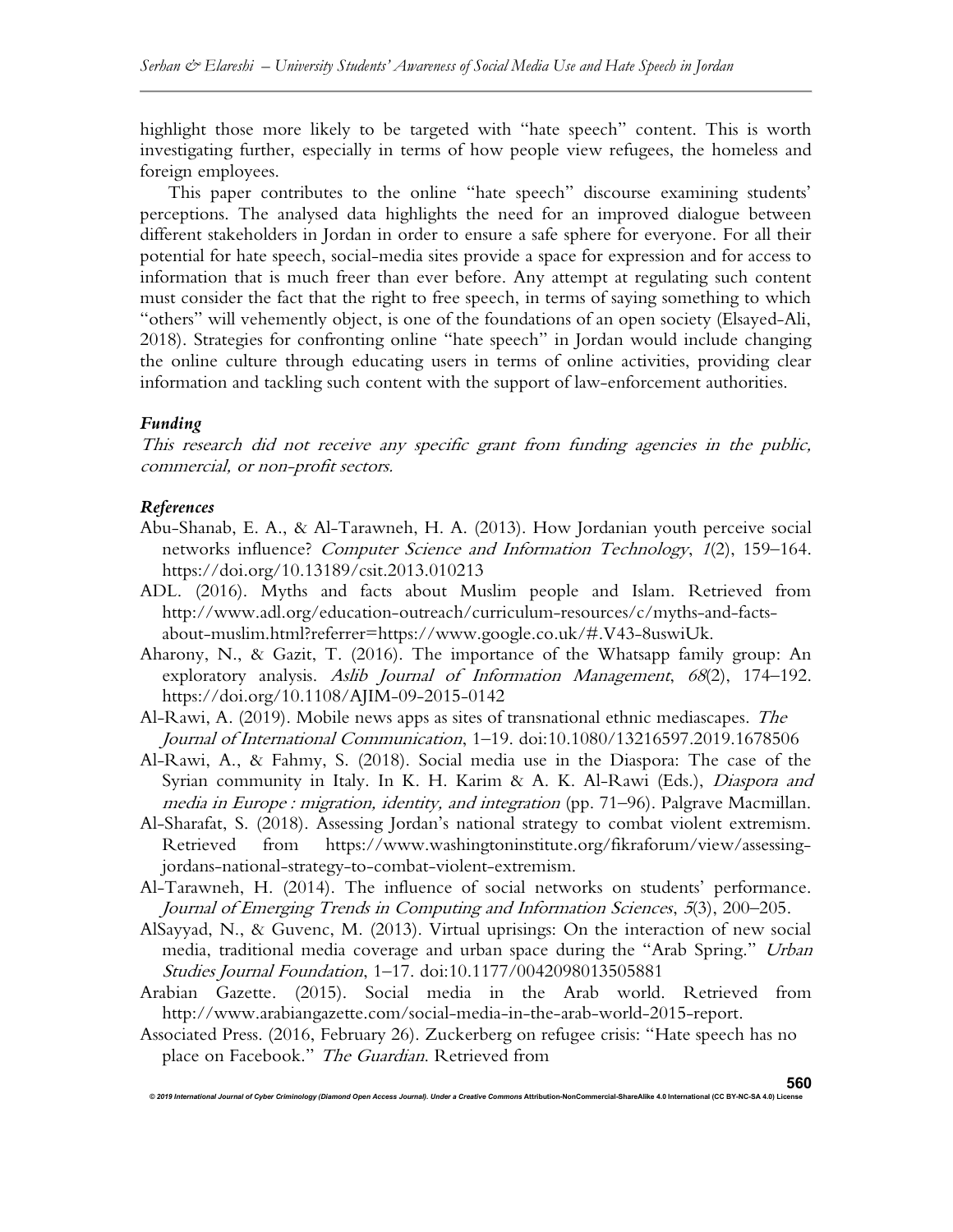highlight those more likely to be targeted with "hate speech" content. This is worth investigating further, especially in terms of how people view refugees, the homeless and foreign employees.

This paper contributes to the online "hate speech" discourse examining students' perceptions. The analysed data highlights the need for an improved dialogue between different stakeholders in Jordan in order to ensure a safe sphere for everyone. For all their potential for hate speech, social-media sites provide a space for expression and for access to information that is much freer than ever before. Any attempt at regulating such content must consider the fact that the right to free speech, in terms of saying something to which "others" will vehemently object, is one of the foundations of an open society (Elsayed-Ali, 2018). Strategies for confronting online "hate speech" in Jordan would include changing the online culture through educating users in terms of online activities, providing clear information and tackling such content with the support of law-enforcement authorities.

### *Funding*

*This research did not receive any specific grant from funding agencies in the public, commercial, or non-profit sectors.*

### *References*

Abu-Shanab, E. A., & Al-Tarawneh, H. A. (2013). How Jordanian youth perceive social networks influence? *Computer Science and Information Technology*, *1*(2), 159–164. https://doi.org/10.13189/csit.2013.010213

ADL. (2016). Myths and facts about Muslim people and Islam. Retrieved from http://www.adl.org/education-outreach/curriculum-resources/c/myths-and-facts-about-muslim.html?referrer=https://www.google.co.uk/#.V43-8uswiUk.

Aharony, N., & Gazit, T. (2016). The importance of the Whatsapp family group: An exploratory analysis. *Aslib Journal of Information Management*, *68*(2), 174–192. https://doi.org/10.1108/AJIM-09-2015-0142

Al-Rawi, A. (2019). Mobile news apps as sites of transnational ethnic mediascapes. *The Journal of International Communication*, 1–19. doi:10.1080/13216597.2019.1678506

Al-Rawi, A., & Fahmy, S. (2018). Social media use in the Diaspora: The case of the Syrian community in Italy. In K. H. Karim & A. K. Al-Rawi (Eds.), *Diaspora and media in Europe : migration, identity, and integration* (pp. 71–96). Palgrave Macmillan.

Al-Sharafat, S. (2018). Assessing Jordan's national strategy to combat violent extremism. Retrieved from https://www.washingtoninstitute.org/fikraforum/view/assessing-jordans-national-strategy-to-combat-violent-extremism.

Al-Tarawneh, H. (2014). The influence of social networks on students' performance. *Journal of Emerging Trends in Computing and Information Sciences*, *5*(3), 200–205.

AlSayyad, N., & Guvenc, M. (2013). Virtual uprisings: On the interaction of new social media, traditional media coverage and urban space during the "Arab Spring." *Urban Studies Journal Foundation*, 1–17. doi:10.1177/0042098013505881

Arabian Gazette. (2015). Social media in the Arab world. Retrieved from http://www.arabiangazette.com/social-media-in-the-arab-world-2015-report.

Associated Press. (2016, February 26). Zuckerberg on refugee crisis: "Hate speech has no place on Facebook." *The Guardian*. Retrieved from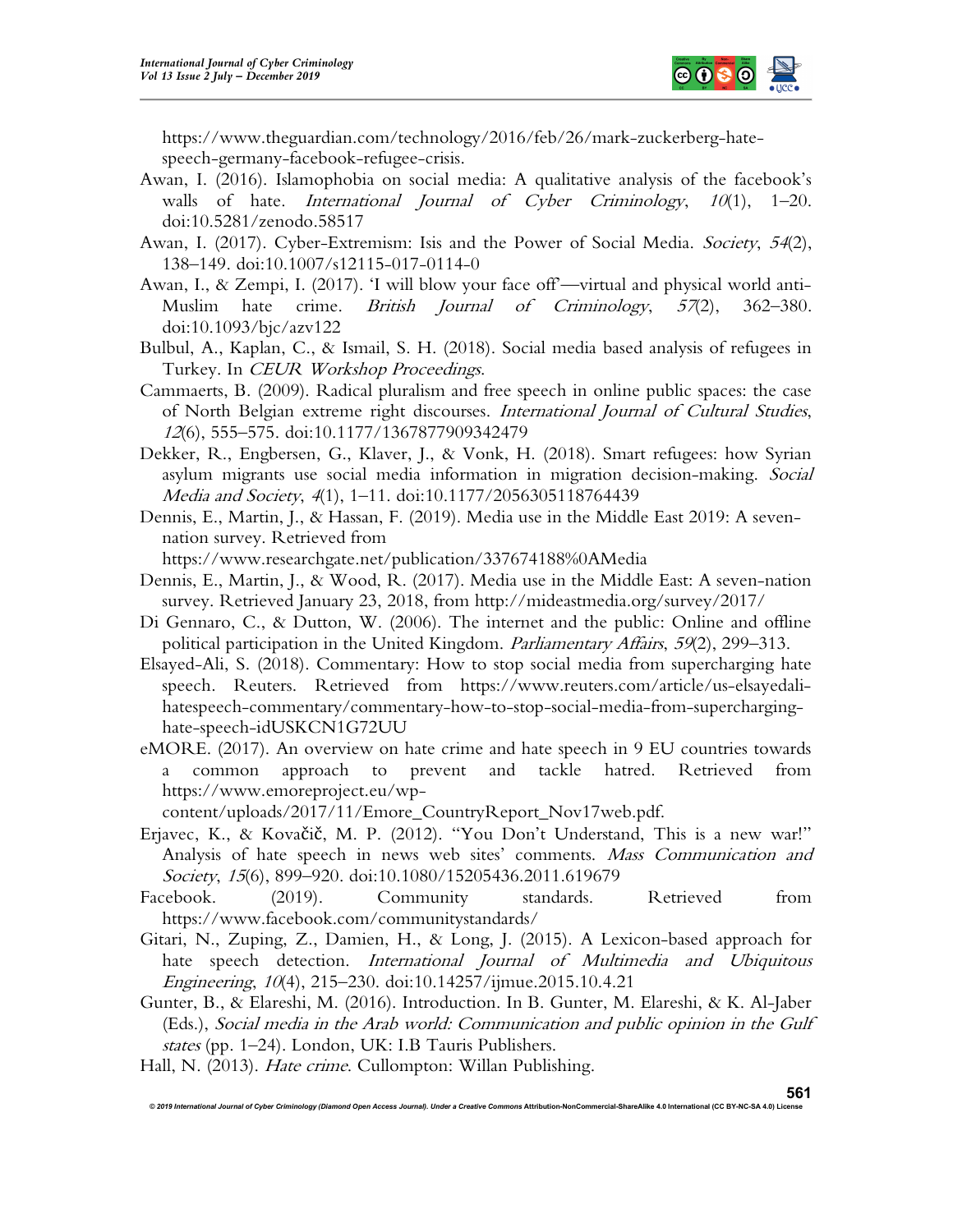https://www.theguardian.com/technology/2016/feb/26/mark-zuckerberg-hate-speech-germany-facebook-refugee-crisis.

Awan, I. (2016). Islamophobia on social media: A qualitative analysis of the facebook's walls of hate. *International Journal of Cyber Criminology*, *10*(1), 1–20. doi:10.5281/zenodo.58517

Awan, I. (2017). Cyber-Extremism: Isis and the Power of Social Media. *Society*, *54*(2), 138–149. doi:10.1007/s12115-017-0114-0

Awan, I., & Zempi, I. (2017). 'I will blow your face off'—virtual and physical world anti-Muslim hate crime. *British Journal of Criminology*, *57*(2), 362–380. doi:10.1093/bjc/azv122

Bulbul, A., Kaplan, C., & Ismail, S. H. (2018). Social media based analysis of refugees in Turkey. In *CEUR Workshop Proceedings*.

Cammaerts, B. (2009). Radical pluralism and free speech in online public spaces: the case of North Belgian extreme right discourses. *International Journal of Cultural Studies*, *12*(6), 555–575. doi:10.1177/1367877909342479

Dekker, R., Engbersen, G., Klaver, J., & Vonk, H. (2018). Smart refugees: how Syrian asylum migrants use social media information in migration decision-making. *Social Media and Society*, *4*(1), 1–11. doi:10.1177/2056305118764439

Dennis, E., Martin, J., & Hassan, F. (2019). Media use in the Middle East 2019: A seven-nation survey. Retrieved from https://www.researchgate.net/publication/337674188%0AMedia

Dennis, E., Martin, J., & Wood, R. (2017). Media use in the Middle East: A seven-nation survey. Retrieved January 23, 2018, from http://mideastmedia.org/survey/2017/

Di Gennaro, C., & Dutton, W. (2006). The internet and the public: Online and offline political participation in the United Kingdom. *Parliamentary Affairs*, *59*(2), 299–313.

Elsayed-Ali, S. (2018). Commentary: How to stop social media from supercharging hate speech. Reuters. Retrieved from https://www.reuters.com/article/us-elsayedali-hatespeech-commentary/commentary-how-to-stop-social-media-from-supercharging-hate-speech-idUSKCN1G72UU

eMORE. (2017). An overview on hate crime and hate speech in 9 EU countries towards a common approach to prevent and tackle hatred. Retrieved from https://www.emoreproject.eu/wp-content/uploads/2017/11/Emore_CountryReport_Nov17web.pdf.

Erjavec, K., & Kovačič, M. P. (2012). "You Don't Understand, This is a new war!" Analysis of hate speech in news web sites' comments. *Mass Communication and Society*, *15*(6), 899–920. doi:10.1080/15205436.2011.619679

Facebook. (2019). Community standards. Retrieved from https://www.facebook.com/communitystandards/

Gitari, N., Zuping, Z., Damien, H., & Long, J. (2015). A Lexicon-based approach for hate speech detection. *International Journal of Multimedia and Ubiquitous Engineering*, *10*(4), 215–230. doi:10.14257/ijmue.2015.10.4.21

Gunter, B., & Elareshi, M. (2016). Introduction. In B. Gunter, M. Elareshi, & K. Al-Jaber (Eds.), *Social media in the Arab world: Communication and public opinion in the Gulf states* (pp. 1–24). London, UK: I.B Tauris Publishers.

Hall, N. (2013). *Hate crime*. Cullompton: Willan Publishing.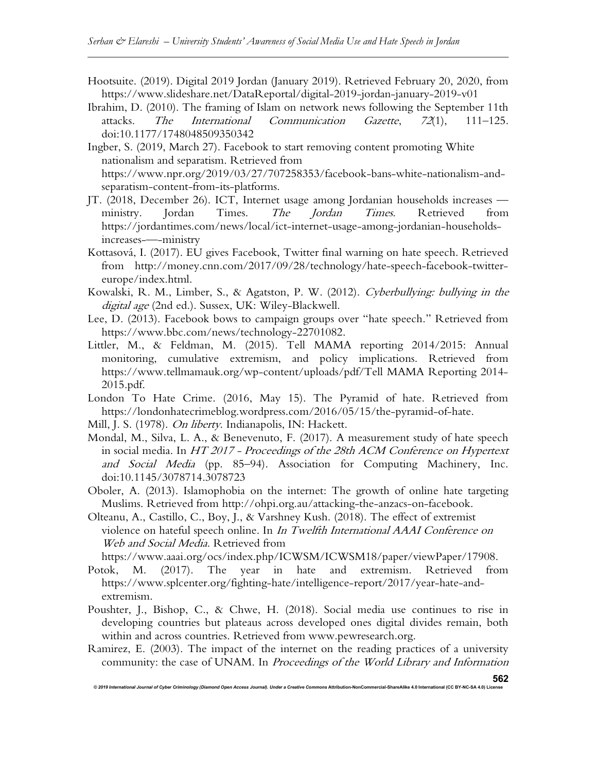Hootsuite. (2019). Digital 2019 Jordan (January 2019). Retrieved February 20, 2020, from https://www.slideshare.net/DataReportal/digital-2019-jordan-january-2019-v01

Ibrahim, D. (2010). The framing of Islam on network news following the September 11th attacks. *The International Communication Gazette*, *72*(1), 111–125. doi:10.1177/1748048509350342

Ingber, S. (2019, March 27). Facebook to start removing content promoting White nationalism and separatism. Retrieved from https://www.npr.org/2019/03/27/707258353/facebook-bans-white-nationalism-and-separatism-content-from-its-platforms.

JT. (2018, December 26). ICT, Internet usage among Jordanian households increases — ministry. Jordan Times. *The Jordan Times*. Retrieved from https://jordantimes.com/news/local/ict-internet-usage-among-jordanian-households-increases-—-ministry

Kottasová, I. (2017). EU gives Facebook, Twitter final warning on hate speech. Retrieved from http://money.cnn.com/2017/09/28/technology/hate-speech-facebook-twitter-europe/index.html.

Kowalski, R. M., Limber, S., & Agatston, P. W. (2012). *Cyberbullying: bullying in the digital age* (2nd ed.). Sussex, UK: Wiley-Blackwell.

Lee, D. (2013). Facebook bows to campaign groups over "hate speech." Retrieved from https://www.bbc.com/news/technology-22701082.

Littler, M., & Feldman, M. (2015). Tell MAMA reporting 2014/2015: Annual monitoring, cumulative extremism, and policy implications. Retrieved from https://www.tellmamauk.org/wp-content/uploads/pdf/Tell MAMA Reporting 2014-2015.pdf.

London To Hate Crime. (2016, May 15). The Pyramid of hate. Retrieved from https://londonhatecrimeblog.wordpress.com/2016/05/15/the-pyramid-of-hate.

Mill, J. S. (1978). *On liberty*. Indianapolis, IN: Hackett.

Mondal, M., Silva, L. A., & Benevenuto, F. (2017). A measurement study of hate speech in social media. In *HT 2017 - Proceedings of the 28th ACM Conference on Hypertext and Social Media* (pp. 85–94). Association for Computing Machinery, Inc. doi:10.1145/3078714.3078723

Oboler, A. (2013). Islamophobia on the internet: The growth of online hate targeting Muslims. Retrieved from http://ohpi.org.au/attacking-the-anzacs-on-facebook.

Olteanu, A., Castillo, C., Boy, J., & Varshney Kush. (2018). The effect of extremist violence on hateful speech online. In *In Twelfth International AAAI Conference on Web and Social Media*. Retrieved from https://www.aaai.org/ocs/index.php/ICWSM/ICWSM18/paper/viewPaper/17908.

Potok, M. (2017). The year in hate and extremism. Retrieved from https://www.splcenter.org/fighting-hate/intelligence-report/2017/year-hate-and-extremism.

Poushter, J., Bishop, C., & Chwe, H. (2018). Social media use continues to rise in developing countries but plateaus across developed ones digital divides remain, both within and across countries. Retrieved from www.pewresearch.org.

Ramirez, E. (2003). The impact of the internet on the reading practices of a university community: the case of UNAM. In *Proceedings of the World Library and Information*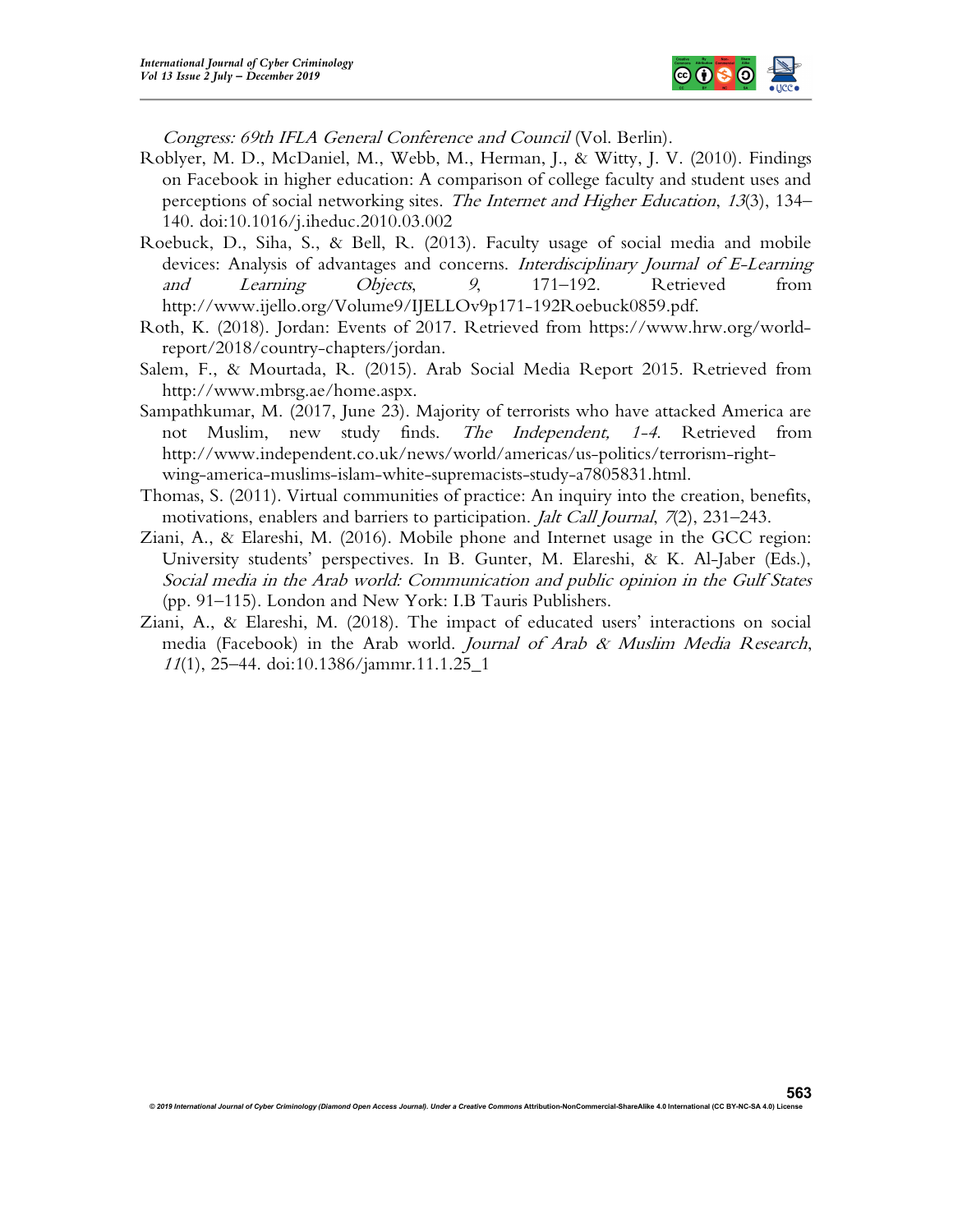*Congress: 69th IFLA General Conference and Council* (Vol. Berlin).

Roblyer, M. D., McDaniel, M., Webb, M., Herman, J., & Witty, J. V. (2010). Findings on Facebook in higher education: A comparison of college faculty and student uses and perceptions of social networking sites. *The Internet and Higher Education*, *13*(3), 134–140. doi:10.1016/j.iheduc.2010.03.002

Roebuck, D., Siha, S., & Bell, R. (2013). Faculty usage of social media and mobile devices: Analysis of advantages and concerns. *Interdisciplinary Journal of E-Learning and Learning Objects*, *9*, 171–192. Retrieved from http://www.ijello.org/Volume9/IJELLOv9p171-192Roebuck0859.pdf.

Roth, K. (2018). Jordan: Events of 2017. Retrieved from https://www.hrw.org/world-report/2018/country-chapters/jordan.

Salem, F., & Mourtada, R. (2015). Arab Social Media Report 2015. Retrieved from http://www.mbrsg.ae/home.aspx.

Sampathkumar, M. (2017, June 23). Majority of terrorists who have attacked America are not Muslim, new study finds. *The Independent, 1-4.* Retrieved from http://www.independent.co.uk/news/world/americas/us-politics/terrorism-right-wing-america-muslims-islam-white-supremacists-study-a7805831.html.

Thomas, S. (2011). Virtual communities of practice: An inquiry into the creation, benefits, motivations, enablers and barriers to participation. *Jalt Call Journal*, *7*(2), 231–243.

Ziani, A., & Elareshi, M. (2016). Mobile phone and Internet usage in the GCC region: University students' perspectives. In B. Gunter, M. Elareshi, & K. Al-Jaber (Eds.), *Social media in the Arab world: Communication and public opinion in the Gulf States* (pp. 91–115). London and New York: I.B Tauris Publishers.

Ziani, A., & Elareshi, M. (2018). The impact of educated users' interactions on social media (Facebook) in the Arab world. *Journal of Arab & Muslim Media Research*, *11*(1), 25–44. doi:10.1386/jammr.11.1.25_1